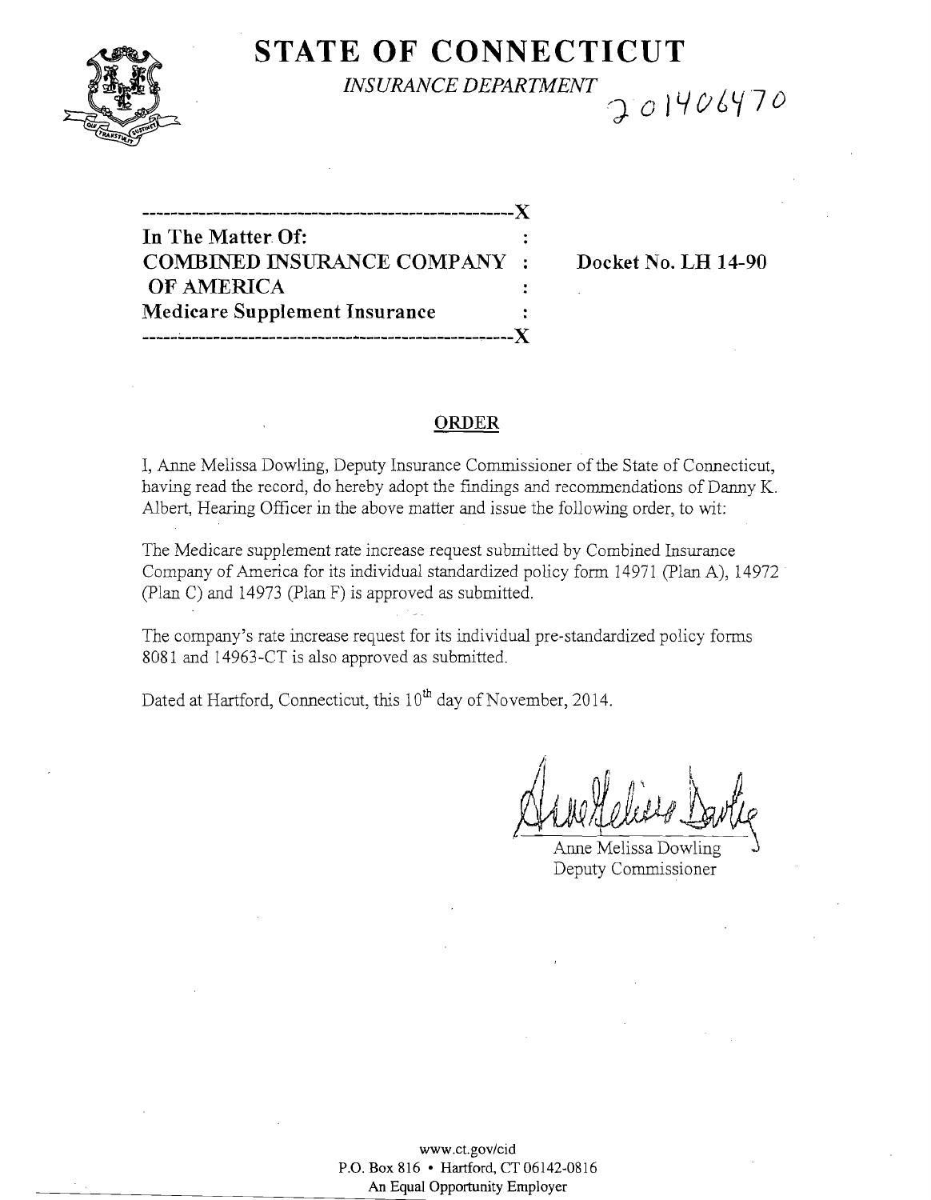# STATE OF CONNECTICUT

*INSURANCE DEPARTMENT*

20140647O

---X

In The Matter Of: :
COMBINED INSURANCE COMPANY : Docket No. LH 14-90
OF AMERICA :
Medicare Supplement Insurance :

---X

## ORDER

I, Anne Melissa Dowling, Deputy Insurance Commissioner of the State of Connecticut, having read the record, do hereby adopt the findings and recommendations of Danny K. Albert, Hearing Officer in the above matter and issue the following order, to wit:

The Medicare supplement rate increase request submitted by Combined Insurance Company of America for its individual standardized policy form 14971 (Plan A), 14972 (Plan C) and 14973 (Plan F) is approved as submitted.

The company's rate increase request for its individual pre-standardized policy forms 8081 and 14963-CT is also approved as submitted.

Dated at Hartford, Connecticut, this 10th day of November, 2014.

Anne Melissa Dowling
Deputy Commissioner

www.ct.gov/cid
P.O. Box 816 • Hartford, CT 06142-0816
An Equal Opportunity Employer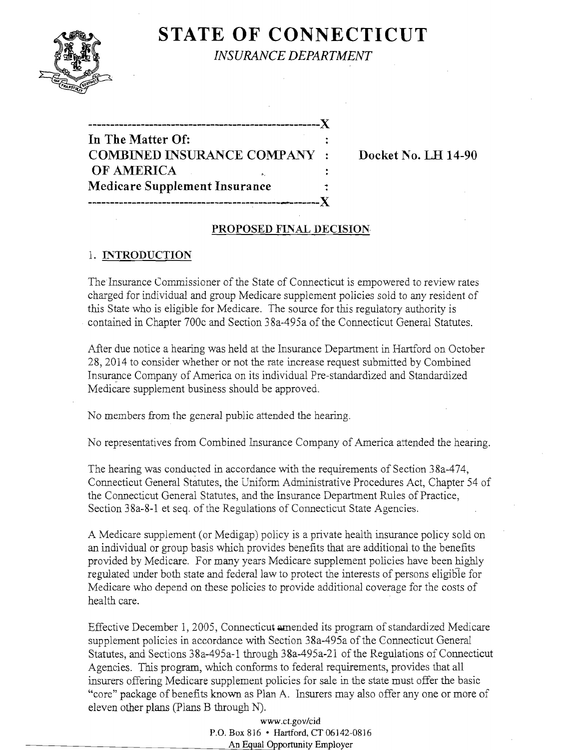# STATE OF CONNECTICUT

*INSURANCE DEPARTMENT*

```
----------------------------------------------------X
In The Matter Of:                                   :
COMBINED INSURANCE COMPANY                          :     Docket No. LH 14-90
 OF AMERICA                                         :
Medicare Supplement Insurance                       :
----------------------------------------------------X
```

## PROPOSED FINAL DECISION

### 1. INTRODUCTION

The Insurance Commissioner of the State of Connecticut is empowered to review rates charged for individual and group Medicare supplement policies sold to any resident of this State who is eligible for Medicare. The source for this regulatory authority is contained in Chapter 700c and Section 38a-495a of the Connecticut General Statutes.

After due notice a hearing was held at the Insurance Department in Hartford on October 28, 2014 to consider whether or not the rate increase request submitted by Combined Insurance Company of America on its individual Pre-standardized and Standardized Medicare supplement business should be approved.

No members from the general public attended the hearing.

No representatives from Combined Insurance Company of America attended the hearing.

The hearing was conducted in accordance with the requirements of Section 38a-474, Connecticut General Statutes, the Uniform Administrative Procedures Act, Chapter 54 of the Connecticut General Statutes, and the Insurance Department Rules of Practice, Section 38a-8-1 et seq. of the Regulations of Connecticut State Agencies.

A Medicare supplement (or Medigap) policy is a private health insurance policy sold on an individual or group basis which provides benefits that are additional to the benefits provided by Medicare. For many years Medicare supplement policies have been highly regulated under both state and federal law to protect the interests of persons eligible for Medicare who depend on these policies to provide additional coverage for the costs of health care.

Effective December 1, 2005, Connecticut amended its program of standardized Medicare supplement policies in accordance with Section 38a-495a of the Connecticut General Statutes, and Sections 38a-495a-1 through 38a-495a-21 of the Regulations of Connecticut Agencies. This program, which conforms to federal requirements, provides that all insurers offering Medicare supplement policies for sale in the state must offer the basic "core" package of benefits known as Plan A. Insurers may also offer any one or more of eleven other plans (Plans B through N).

www.ct.gov/cid
P.O. Box 816 • Hartford, CT 06142-0816
An Equal Opportunity Employer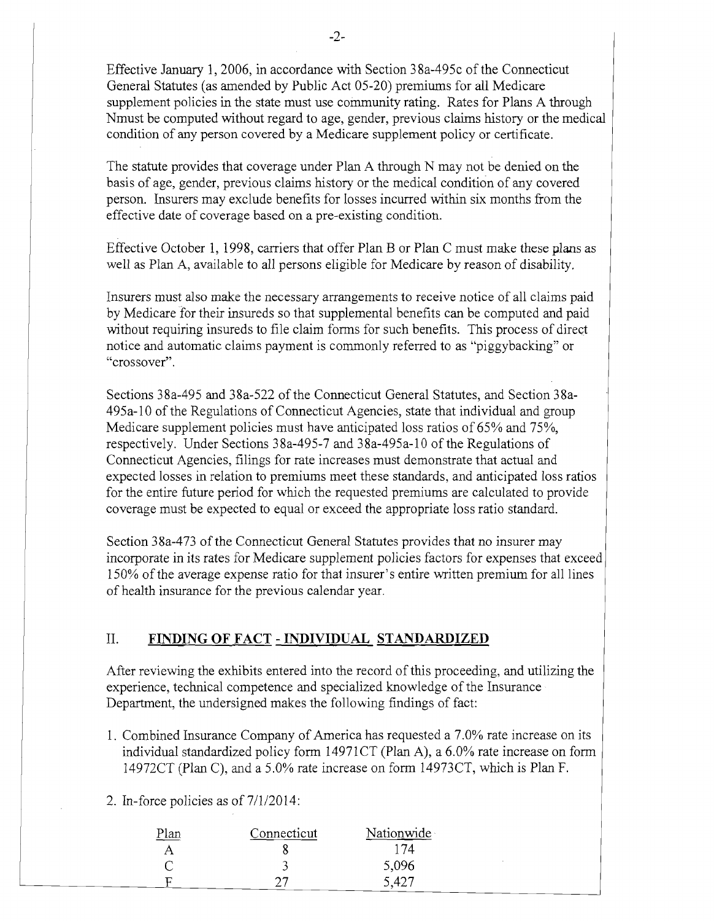Effective January 1, 2006, in accordance with Section 38a-495c of the Connecticut General Statutes (as amended by Public Act 05-20) premiums for all Medicare supplement policies in the state must use community rating. Rates for Plans A through Nmust be computed without regard to age, gender, previous claims history or the medical condition of any person covered by a Medicare supplement policy or certificate.

The statute provides that coverage under Plan A through N may not be denied on the basis of age, gender, previous claims history or the medical condition of any covered person. Insurers may exclude benefits for losses incurred within six months from the effective date of coverage based on a pre-existing condition.

Effective October 1, 1998, carriers that offer Plan B or Plan C must make these plans as well as Plan A, available to all persons eligible for Medicare by reason of disability.

Insurers must also make the necessary arrangements to receive notice of all claims paid by Medicare for their insureds so that supplemental benefits can be computed and paid without requiring insureds to file claim forms for such benefits. This process of direct notice and automatic claims payment is commonly referred to as "piggybacking" or "crossover".

Sections 38a-495 and 38a-522 of the Connecticut General Statutes, and Section 38a-495a-10 of the Regulations of Connecticut Agencies, state that individual and group Medicare supplement policies must have anticipated loss ratios of 65% and 75%, respectively. Under Sections 38a-495-7 and 38a-495a-10 of the Regulations of Connecticut Agencies, filings for rate increases must demonstrate that actual and expected losses in relation to premiums meet these standards, and anticipated loss ratios for the entire future period for which the requested premiums are calculated to provide coverage must be expected to equal or exceed the appropriate loss ratio standard.

Section 38a-473 of the Connecticut General Statutes provides that no insurer may incorporate in its rates for Medicare supplement policies factors for expenses that exceed 150% of the average expense ratio for that insurer's entire written premium for all lines of health insurance for the previous calendar year.

## II. FINDING OF FACT - INDIVIDUAL STANDARDIZED

After reviewing the exhibits entered into the record of this proceeding, and utilizing the experience, technical competence and specialized knowledge of the Insurance Department, the undersigned makes the following findings of fact:

1. Combined Insurance Company of America has requested a 7.0% rate increase on its individual standardized policy form 14971CT (Plan A), a 6.0% rate increase on form 14972CT (Plan C), and a 5.0% rate increase on form 14973CT, which is Plan F.

2. In-force policies as of 7/1/2014:

| Plan | Connecticut | Nationwide |
|---|---|---|
| A | 8 | 174 |
| C | 3 | 5,096 |
| F | 27 | 5,427 |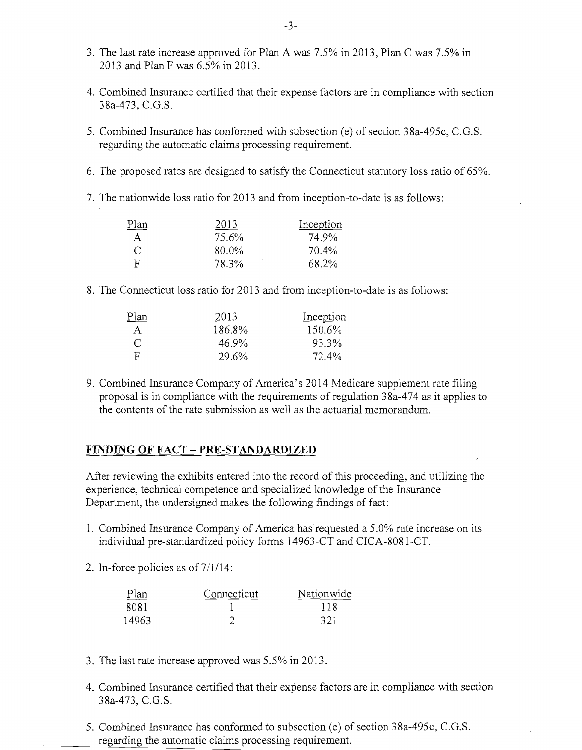3. The last rate increase approved for Plan A was 7.5% in 2013, Plan C was 7.5% in 2013 and Plan F was 6.5% in 2013.

4. Combined Insurance certified that their expense factors are in compliance with section 38a-473, C.G.S.

5. Combined Insurance has conformed with subsection (e) of section 38a-495c, C.G.S. regarding the automatic claims processing requirement.

6. The proposed rates are designed to satisfy the Connecticut statutory loss ratio of 65%.

7. The nationwide loss ratio for 2013 and from inception-to-date is as follows:

| Plan | 2013 | Inception |
|---|---|---|
| A | 75.6% | 74.9% |
| C | 80.0% | 70.4% |
| F | 78.3% | 68.2% |

8. The Connecticut loss ratio for 2013 and from inception-to-date is as follows:

| Plan | 2013 | Inception |
|---|---|---|
| A | 186.8% | 150.6% |
| C | 46.9% | 93.3% |
| F | 29.6% | 72.4% |

9. Combined Insurance Company of America's 2014 Medicare supplement rate filing proposal is in compliance with the requirements of regulation 38a-474 as it applies to the contents of the rate submission as well as the actuarial memorandum.

## FINDING OF FACT – PRE-STANDARDIZED

After reviewing the exhibits entered into the record of this proceeding, and utilizing the experience, technical competence and specialized knowledge of the Insurance Department, the undersigned makes the following findings of fact:

1. Combined Insurance Company of America has requested a 5.0% rate increase on its individual pre-standardized policy forms 14963-CT and CICA-8081-CT.

2. In-force policies as of 7/1/14:

| Plan | Connecticut | Nationwide |
|---|---|---|
| 8081 | 1 | 118 |
| 14963 | 2 | 321 |

3. The last rate increase approved was 5.5% in 2013.

4. Combined Insurance certified that their expense factors are in compliance with section 38a-473, C.G.S.

5. Combined Insurance has conformed to subsection (e) of section 38a-495c, C.G.S. regarding the automatic claims processing requirement.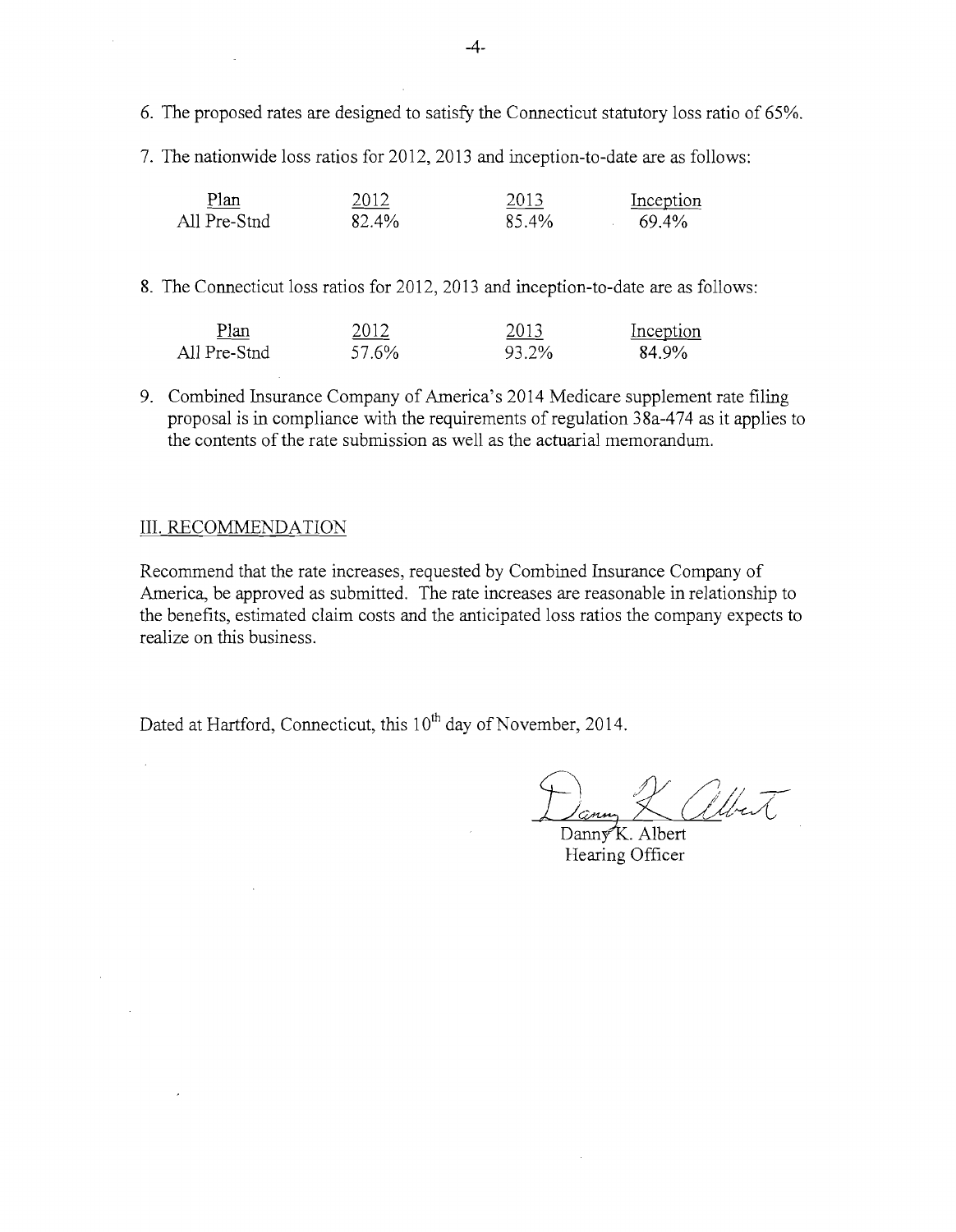6. The proposed rates are designed to satisfy the Connecticut statutory loss ratio of 65%.

7. The nationwide loss ratios for 2012, 2013 and inception-to-date are as follows:

| Plan | 2012 | 2013 | Inception |
|---|---|---|---|
| All Pre-Stnd | 82.4% | 85.4% | 69.4% |

8. The Connecticut loss ratios for 2012, 2013 and inception-to-date are as follows:

| Plan | 2012 | 2013 | Inception |
|---|---|---|---|
| All Pre-Stnd | 57.6% | 93.2% | 84.9% |

9. Combined Insurance Company of America's 2014 Medicare supplement rate filing proposal is in compliance with the requirements of regulation 38a-474 as it applies to the contents of the rate submission as well as the actuarial memorandum.

## III. RECOMMENDATION

Recommend that the rate increases, requested by Combined Insurance Company of America, be approved as submitted. The rate increases are reasonable in relationship to the benefits, estimated claim costs and the anticipated loss ratios the company expects to realize on this business.

Dated at Hartford, Connecticut, this 10th day of November, 2014.

Danny K. Albert
Hearing Officer